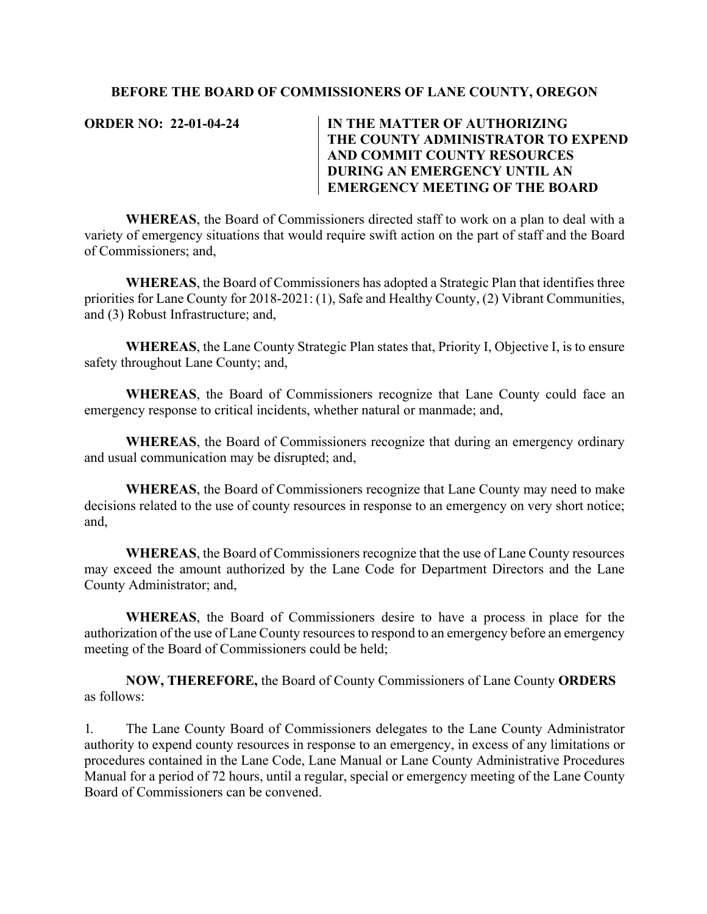**BEFORE THE BOARD OF COMMISSIONERS OF LANE COUNTY, OREGON**

**ORDER NO: 22-01-04-24**

**IN THE MATTER OF AUTHORIZING THE COUNTY ADMINISTRATOR TO EXPEND AND COMMIT COUNTY RESOURCES DURING AN EMERGENCY UNTIL AN EMERGENCY MEETING OF THE BOARD**

**WHEREAS**, the Board of Commissioners directed staff to work on a plan to deal with a variety of emergency situations that would require swift action on the part of staff and the Board of Commissioners; and,

**WHEREAS**, the Board of Commissioners has adopted a Strategic Plan that identifies three priorities for Lane County for 2018-2021: (1), Safe and Healthy County, (2) Vibrant Communities, and (3) Robust Infrastructure; and,

**WHEREAS**, the Lane County Strategic Plan states that, Priority I, Objective I, is to ensure safety throughout Lane County; and,

**WHEREAS**, the Board of Commissioners recognize that Lane County could face an emergency response to critical incidents, whether natural or manmade; and,

**WHEREAS**, the Board of Commissioners recognize that during an emergency ordinary and usual communication may be disrupted; and,

**WHEREAS**, the Board of Commissioners recognize that Lane County may need to make decisions related to the use of county resources in response to an emergency on very short notice; and,

**WHEREAS**, the Board of Commissioners recognize that the use of Lane County resources may exceed the amount authorized by the Lane Code for Department Directors and the Lane County Administrator; and,

**WHEREAS**, the Board of Commissioners desire to have a process in place for the authorization of the use of Lane County resources to respond to an emergency before an emergency meeting of the Board of Commissioners could be held;

**NOW, THEREFORE,** the Board of County Commissioners of Lane County **ORDERS** as follows:

1. The Lane County Board of Commissioners delegates to the Lane County Administrator authority to expend county resources in response to an emergency, in excess of any limitations or procedures contained in the Lane Code, Lane Manual or Lane County Administrative Procedures Manual for a period of 72 hours, until a regular, special or emergency meeting of the Lane County Board of Commissioners can be convened.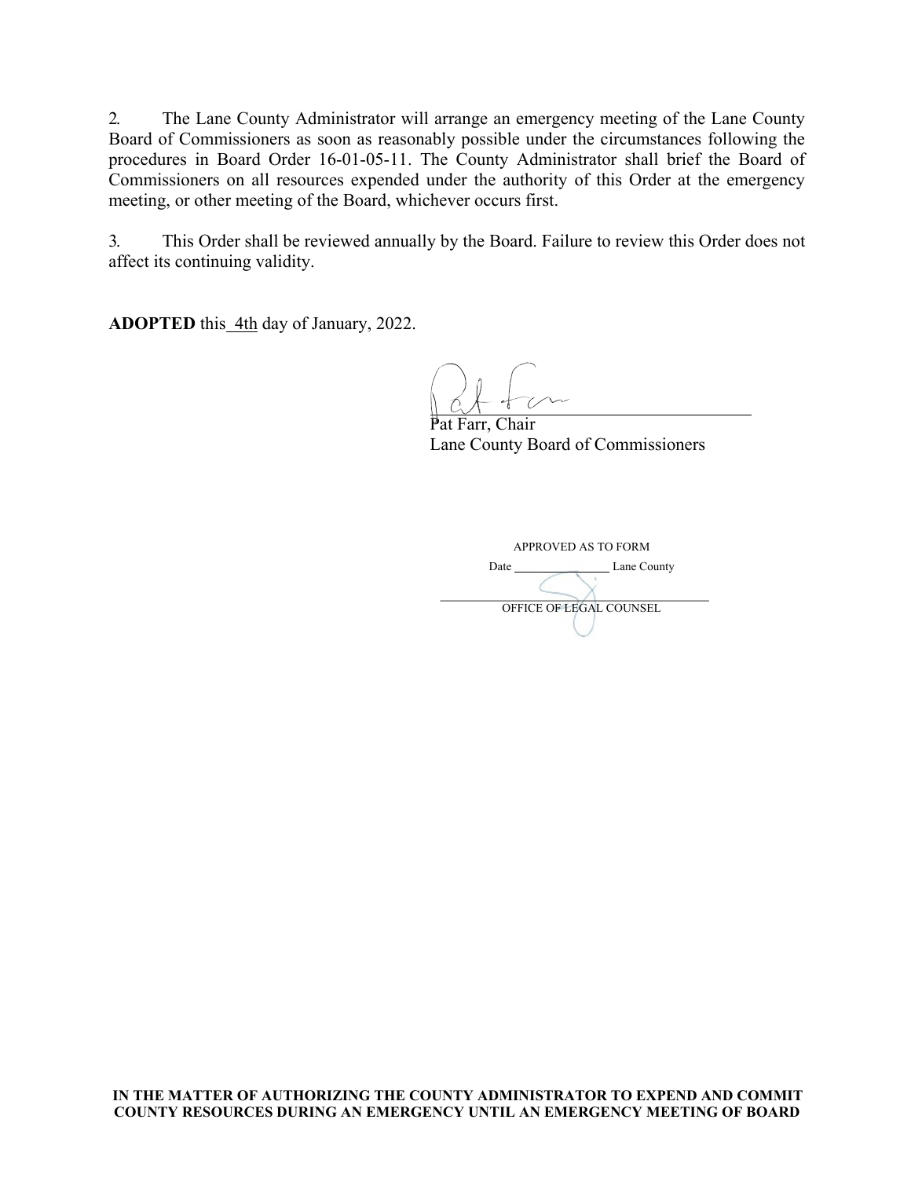2. The Lane County Administrator will arrange an emergency meeting of the Lane County Board of Commissioners as soon as reasonably possible under the circumstances following the procedures in Board Order 16-01-05-11. The County Administrator shall brief the Board of Commissioners on all resources expended under the authority of this Order at the emergency meeting, or other meeting of the Board, whichever occurs first.

3. This Order shall be reviewed annually by the Board. Failure to review this Order does not affect its continuing validity.

**ADOPTED** this 4th day of January, 2022.

Pat Farr, Chair
Lane County Board of Commissioners

APPROVED AS TO FORM
Date ______________ Lane County

OFFICE OF LEGAL COUNSEL

**IN THE MATTER OF AUTHORIZING THE COUNTY ADMINISTRATOR TO EXPEND AND COMMIT COUNTY RESOURCES DURING AN EMERGENCY UNTIL AN EMERGENCY MEETING OF BOARD**